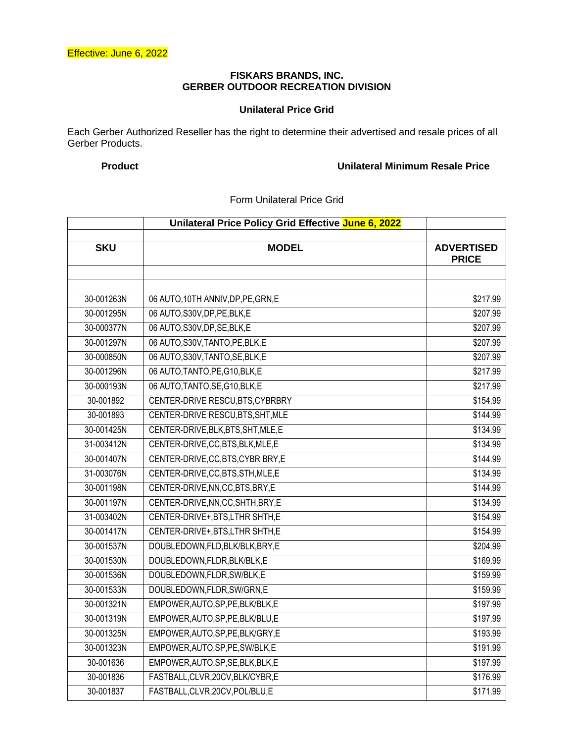Effective: June 6, 2022

**FISKARS BRANDS, INC.**
**GERBER OUTDOOR RECREATION DIVISION**

**Unilateral Price Grid**

Each Gerber Authorized Reseller has the right to determine their advertised and resale prices of all Gerber Products.

**Product** **Unilateral Minimum Resale Price**

Form Unilateral Price Grid

| | Unilateral Price Policy Grid Effective June 6, 2022 | |
|---|---|---|
| | | |
| **SKU** | **MODEL** | **ADVERTISED PRICE** |
| | | |
| | | |
| 30-001263N | 06 AUTO,10TH ANNIV,DP,PE,GRN,E | $217.99 |
| 30-001295N | 06 AUTO,S30V,DP,PE,BLK,E | $207.99 |
| 30-000377N | 06 AUTO,S30V,DP,SE,BLK,E | $207.99 |
| 30-001297N | 06 AUTO,S30V,TANTO,PE,BLK,E | $207.99 |
| 30-000850N | 06 AUTO,S30V,TANTO,SE,BLK,E | $207.99 |
| 30-001296N | 06 AUTO,TANTO,PE,G10,BLK,E | $217.99 |
| 30-000193N | 06 AUTO,TANTO,SE,G10,BLK,E | $217.99 |
| 30-001892 | CENTER-DRIVE RESCU,BTS,CYBRBRY | $154.99 |
| 30-001893 | CENTER-DRIVE RESCU,BTS,SHT,MLE | $144.99 |
| 30-001425N | CENTER-DRIVE,BLK,BTS,SHT,MLE,E | $134.99 |
| 31-003412N | CENTER-DRIVE,CC,BTS,BLK,MLE,E | $134.99 |
| 30-001407N | CENTER-DRIVE,CC,BTS,CYBR BRY,E | $144.99 |
| 31-003076N | CENTER-DRIVE,CC,BTS,STH,MLE,E | $134.99 |
| 30-001198N | CENTER-DRIVE,NN,CC,BTS,BRY,E | $144.99 |
| 30-001197N | CENTER-DRIVE,NN,CC,SHTH,BRY,E | $134.99 |
| 31-003402N | CENTER-DRIVE+,BTS,LTHR SHTH,E | $154.99 |
| 30-001417N | CENTER-DRIVE+,BTS,LTHR SHTH,E | $154.99 |
| 30-001537N | DOUBLEDOWN,FLD,BLK/BLK,BRY,E | $204.99 |
| 30-001530N | DOUBLEDOWN,FLDR,BLK/BLK,E | $169.99 |
| 30-001536N | DOUBLEDOWN,FLDR,SW/BLK,E | $159.99 |
| 30-001533N | DOUBLEDOWN,FLDR,SW/GRN,E | $159.99 |
| 30-001321N | EMPOWER,AUTO,SP,PE,BLK/BLK,E | $197.99 |
| 30-001319N | EMPOWER,AUTO,SP,PE,BLK/BLU,E | $197.99 |
| 30-001325N | EMPOWER,AUTO,SP,PE,BLK/GRY,E | $193.99 |
| 30-001323N | EMPOWER,AUTO,SP,PE,SW/BLK,E | $191.99 |
| 30-001636 | EMPOWER,AUTO,SP,SE,BLK,BLK,E | $197.99 |
| 30-001836 | FASTBALL,CLVR,20CV,BLK/CYBR,E | $176.99 |
| 30-001837 | FASTBALL,CLVR,20CV,POL/BLU,E | $171.99 |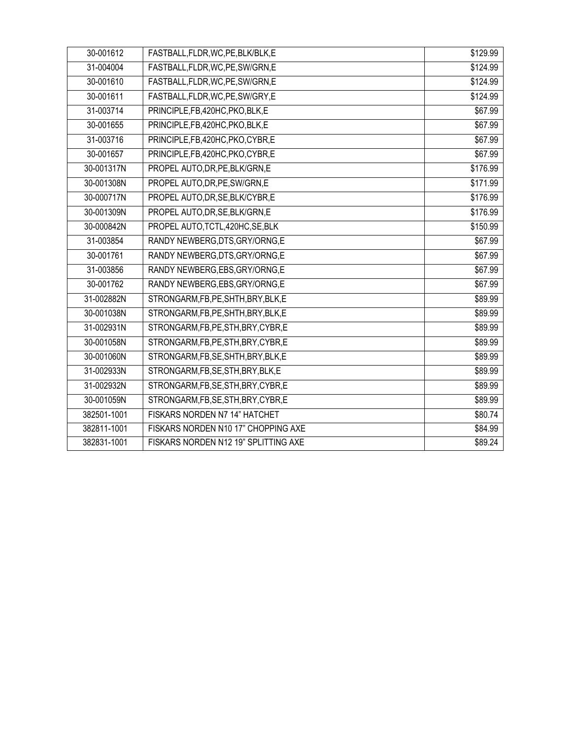| | | |
|---|---|---|
| 30-001612 | FASTBALL,FLDR,WC,PE,BLK/BLK,E | $129.99 |
| 31-004004 | FASTBALL,FLDR,WC,PE,SW/GRN,E | $124.99 |
| 30-001610 | FASTBALL,FLDR,WC,PE,SW/GRN,E | $124.99 |
| 30-001611 | FASTBALL,FLDR,WC,PE,SW/GRY,E | $124.99 |
| 31-003714 | PRINCIPLE,FB,420HC,PKO,BLK,E | $67.99 |
| 30-001655 | PRINCIPLE,FB,420HC,PKO,BLK,E | $67.99 |
| 31-003716 | PRINCIPLE,FB,420HC,PKO,CYBR,E | $67.99 |
| 30-001657 | PRINCIPLE,FB,420HC,PKO,CYBR,E | $67.99 |
| 30-001317N | PROPEL AUTO,DR,PE,BLK/GRN,E | $176.99 |
| 30-001308N | PROPEL AUTO,DR,PE,SW/GRN,E | $171.99 |
| 30-000717N | PROPEL AUTO,DR,SE,BLK/CYBR,E | $176.99 |
| 30-001309N | PROPEL AUTO,DR,SE,BLK/GRN,E | $176.99 |
| 30-000842N | PROPEL AUTO,TCTL,420HC,SE,BLK | $150.99 |
| 31-003854 | RANDY NEWBERG,DTS,GRY/ORNG,E | $67.99 |
| 30-001761 | RANDY NEWBERG,DTS,GRY/ORNG,E | $67.99 |
| 31-003856 | RANDY NEWBERG,EBS,GRY/ORNG,E | $67.99 |
| 30-001762 | RANDY NEWBERG,EBS,GRY/ORNG,E | $67.99 |
| 31-002882N | STRONGARM,FB,PE,SHTH,BRY,BLK,E | $89.99 |
| 30-001038N | STRONGARM,FB,PE,SHTH,BRY,BLK,E | $89.99 |
| 31-002931N | STRONGARM,FB,PE,STH,BRY,CYBR,E | $89.99 |
| 30-001058N | STRONGARM,FB,PE,STH,BRY,CYBR,E | $89.99 |
| 30-001060N | STRONGARM,FB,SE,SHTH,BRY,BLK,E | $89.99 |
| 31-002933N | STRONGARM,FB,SE,STH,BRY,BLK,E | $89.99 |
| 31-002932N | STRONGARM,FB,SE,STH,BRY,CYBR,E | $89.99 |
| 30-001059N | STRONGARM,FB,SE,STH,BRY,CYBR,E | $89.99 |
| 382501-1001 | FISKARS NORDEN N7 14" HATCHET | $80.74 |
| 382811-1001 | FISKARS NORDEN N10 17" CHOPPING AXE | $84.99 |
| 382831-1001 | FISKARS NORDEN N12 19" SPLITTING AXE | $89.24 |